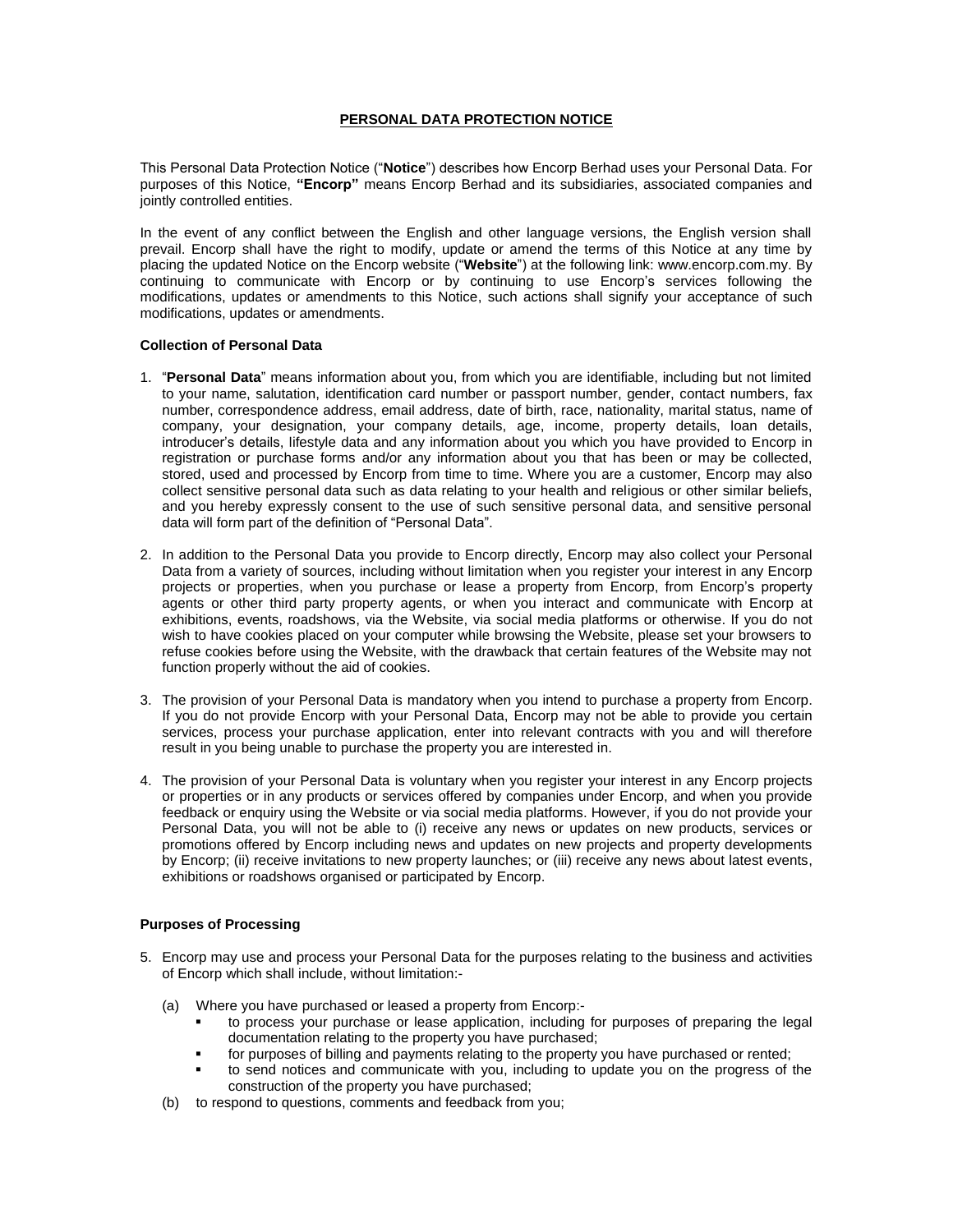# PERSONAL DATA PROTECTION NOTICE

This Personal Data Protection Notice ("**Notice**") describes how Encorp Berhad uses your Personal Data. For purposes of this Notice, **"Encorp"** means Encorp Berhad and its subsidiaries, associated companies and jointly controlled entities.

In the event of any conflict between the English and other language versions, the English version shall prevail. Encorp shall have the right to modify, update or amend the terms of this Notice at any time by placing the updated Notice on the Encorp website ("**Website**") at the following link: www.encorp.com.my. By continuing to communicate with Encorp or by continuing to use Encorp's services following the modifications, updates or amendments to this Notice, such actions shall signify your acceptance of such modifications, updates or amendments.

### Collection of Personal Data

1. "**Personal Data**" means information about you, from which you are identifiable, including but not limited to your name, salutation, identification card number or passport number, gender, contact numbers, fax number, correspondence address, email address, date of birth, race, nationality, marital status, name of company, your designation, your company details, age, income, property details, loan details, introducer's details, lifestyle data and any information about you which you have provided to Encorp in registration or purchase forms and/or any information about you that has been or may be collected, stored, used and processed by Encorp from time to time. Where you are a customer, Encorp may also collect sensitive personal data such as data relating to your health and religious or other similar beliefs, and you hereby expressly consent to the use of such sensitive personal data, and sensitive personal data will form part of the definition of "Personal Data".

2. In addition to the Personal Data you provide to Encorp directly, Encorp may also collect your Personal Data from a variety of sources, including without limitation when you register your interest in any Encorp projects or properties, when you purchase or lease a property from Encorp, from Encorp's property agents or other third party property agents, or when you interact and communicate with Encorp at exhibitions, events, roadshows, via the Website, via social media platforms or otherwise. If you do not wish to have cookies placed on your computer while browsing the Website, please set your browsers to refuse cookies before using the Website, with the drawback that certain features of the Website may not function properly without the aid of cookies.

3. The provision of your Personal Data is mandatory when you intend to purchase a property from Encorp. If you do not provide Encorp with your Personal Data, Encorp may not be able to provide you certain services, process your purchase application, enter into relevant contracts with you and will therefore result in you being unable to purchase the property you are interested in.

4. The provision of your Personal Data is voluntary when you register your interest in any Encorp projects or properties or in any products or services offered by companies under Encorp, and when you provide feedback or enquiry using the Website or via social media platforms. However, if you do not provide your Personal Data, you will not be able to (i) receive any news or updates on new products, services or promotions offered by Encorp including news and updates on new projects and property developments by Encorp; (ii) receive invitations to new property launches; or (iii) receive any news about latest events, exhibitions or roadshows organised or participated by Encorp.

### Purposes of Processing

5. Encorp may use and process your Personal Data for the purposes relating to the business and activities of Encorp which shall include, without limitation:-

   (a) Where you have purchased or leased a property from Encorp:-
   - to process your purchase or lease application, including for purposes of preparing the legal documentation relating to the property you have purchased;
   - for purposes of billing and payments relating to the property you have purchased or rented;
   - to send notices and communicate with you, including to update you on the progress of the construction of the property you have purchased;

   (b) to respond to questions, comments and feedback from you;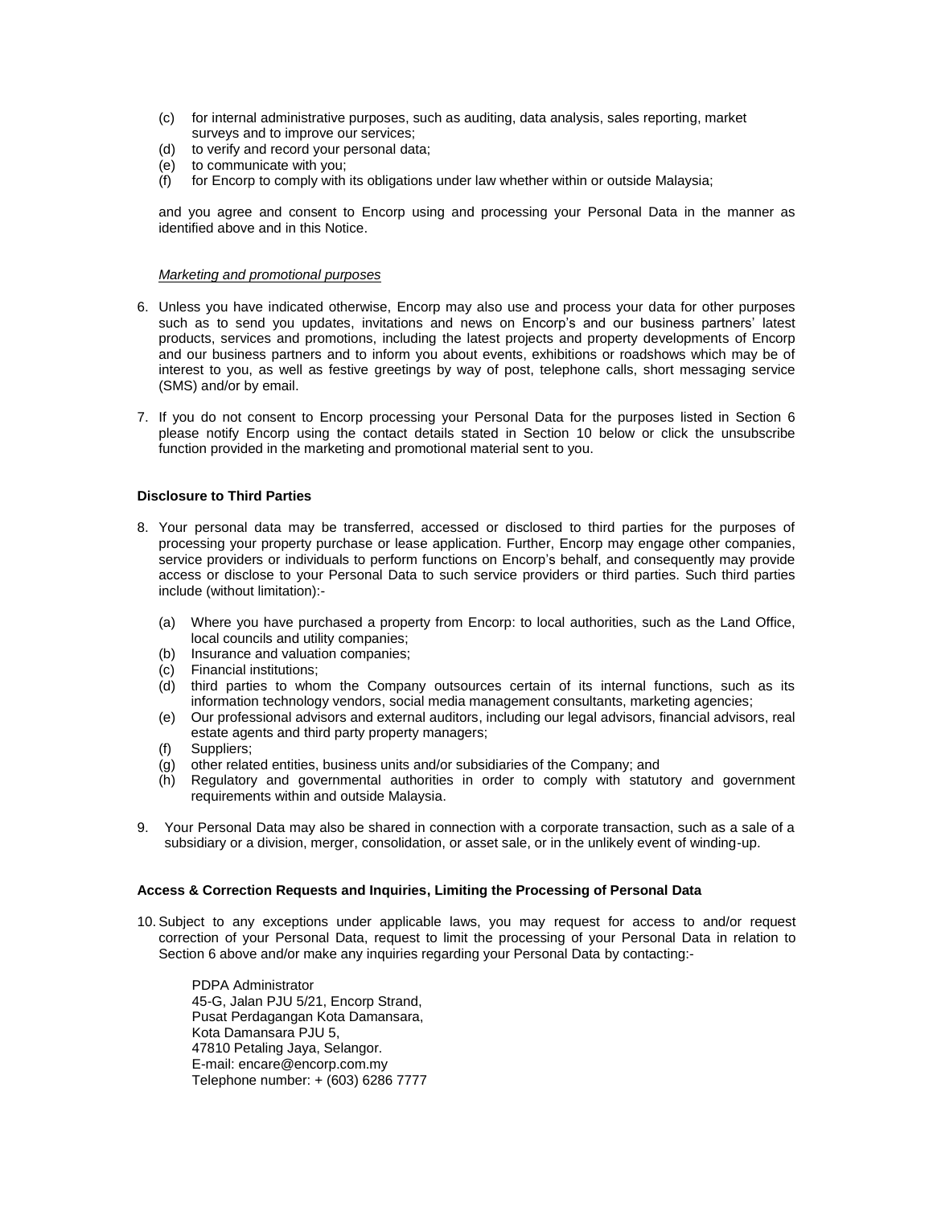(c) for internal administrative purposes, such as auditing, data analysis, sales reporting, market surveys and to improve our services;
(d) to verify and record your personal data;
(e) to communicate with you;
(f) for Encorp to comply with its obligations under law whether within or outside Malaysia;

and you agree and consent to Encorp using and processing your Personal Data in the manner as identified above and in this Notice.

*Marketing and promotional purposes*

6. Unless you have indicated otherwise, Encorp may also use and process your data for other purposes such as to send you updates, invitations and news on Encorp's and our business partners' latest products, services and promotions, including the latest projects and property developments of Encorp and our business partners and to inform you about events, exhibitions or roadshows which may be of interest to you, as well as festive greetings by way of post, telephone calls, short messaging service (SMS) and/or by email.

7. If you do not consent to Encorp processing your Personal Data for the purposes listed in Section 6 please notify Encorp using the contact details stated in Section 10 below or click the unsubscribe function provided in the marketing and promotional material sent to you.

**Disclosure to Third Parties**

8. Your personal data may be transferred, accessed or disclosed to third parties for the purposes of processing your property purchase or lease application. Further, Encorp may engage other companies, service providers or individuals to perform functions on Encorp's behalf, and consequently may provide access or disclose to your Personal Data to such service providers or third parties. Such third parties include (without limitation):-

   (a) Where you have purchased a property from Encorp: to local authorities, such as the Land Office, local councils and utility companies;
   (b) Insurance and valuation companies;
   (c) Financial institutions;
   (d) third parties to whom the Company outsources certain of its internal functions, such as its information technology vendors, social media management consultants, marketing agencies;
   (e) Our professional advisors and external auditors, including our legal advisors, financial advisors, real estate agents and third party property managers;
   (f) Suppliers;
   (g) other related entities, business units and/or subsidiaries of the Company; and
   (h) Regulatory and governmental authorities in order to comply with statutory and government requirements within and outside Malaysia.

9. Your Personal Data may also be shared in connection with a corporate transaction, such as a sale of a subsidiary or a division, merger, consolidation, or asset sale, or in the unlikely event of winding-up.

**Access & Correction Requests and Inquiries, Limiting the Processing of Personal Data**

10. Subject to any exceptions under applicable laws, you may request for access to and/or request correction of your Personal Data, request to limit the processing of your Personal Data in relation to Section 6 above and/or make any inquiries regarding your Personal Data by contacting:-

    PDPA Administrator
    45-G, Jalan PJU 5/21, Encorp Strand,
    Pusat Perdagangan Kota Damansara,
    Kota Damansara PJU 5,
    47810 Petaling Jaya, Selangor.
    E-mail: encare@encorp.com.my
    Telephone number: + (603) 6286 7777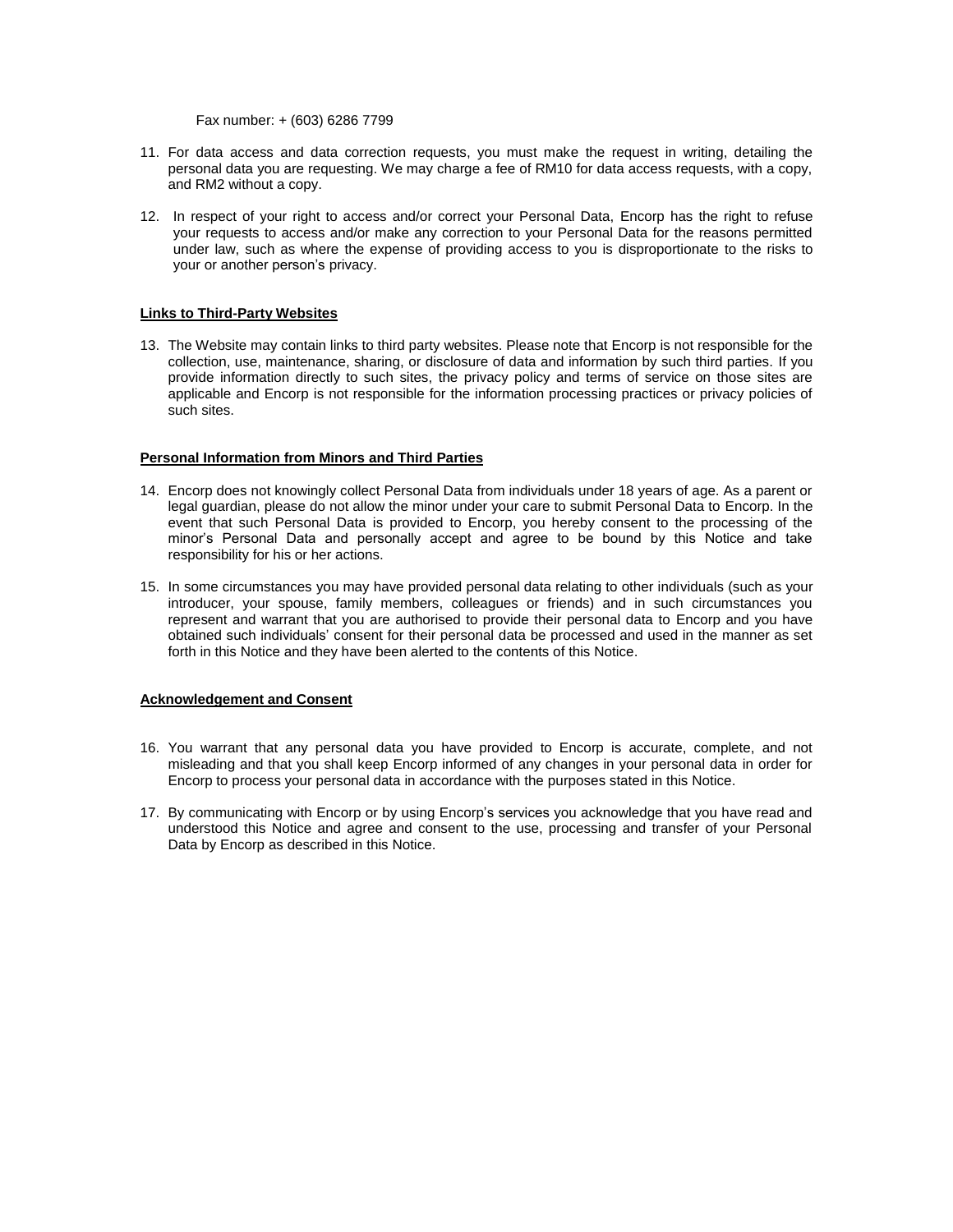Fax number: + (603) 6286 7799

11. For data access and data correction requests, you must make the request in writing, detailing the personal data you are requesting. We may charge a fee of RM10 for data access requests, with a copy, and RM2 without a copy.

12. In respect of your right to access and/or correct your Personal Data, Encorp has the right to refuse your requests to access and/or make any correction to your Personal Data for the reasons permitted under law, such as where the expense of providing access to you is disproportionate to the risks to your or another person's privacy.

**Links to Third-Party Websites**

13. The Website may contain links to third party websites. Please note that Encorp is not responsible for the collection, use, maintenance, sharing, or disclosure of data and information by such third parties. If you provide information directly to such sites, the privacy policy and terms of service on those sites are applicable and Encorp is not responsible for the information processing practices or privacy policies of such sites.

**Personal Information from Minors and Third Parties**

14. Encorp does not knowingly collect Personal Data from individuals under 18 years of age. As a parent or legal guardian, please do not allow the minor under your care to submit Personal Data to Encorp. In the event that such Personal Data is provided to Encorp, you hereby consent to the processing of the minor's Personal Data and personally accept and agree to be bound by this Notice and take responsibility for his or her actions.

15. In some circumstances you may have provided personal data relating to other individuals (such as your introducer, your spouse, family members, colleagues or friends) and in such circumstances you represent and warrant that you are authorised to provide their personal data to Encorp and you have obtained such individuals' consent for their personal data be processed and used in the manner as set forth in this Notice and they have been alerted to the contents of this Notice.

**Acknowledgement and Consent**

16. You warrant that any personal data you have provided to Encorp is accurate, complete, and not misleading and that you shall keep Encorp informed of any changes in your personal data in order for Encorp to process your personal data in accordance with the purposes stated in this Notice.

17. By communicating with Encorp or by using Encorp's services you acknowledge that you have read and understood this Notice and agree and consent to the use, processing and transfer of your Personal Data by Encorp as described in this Notice.